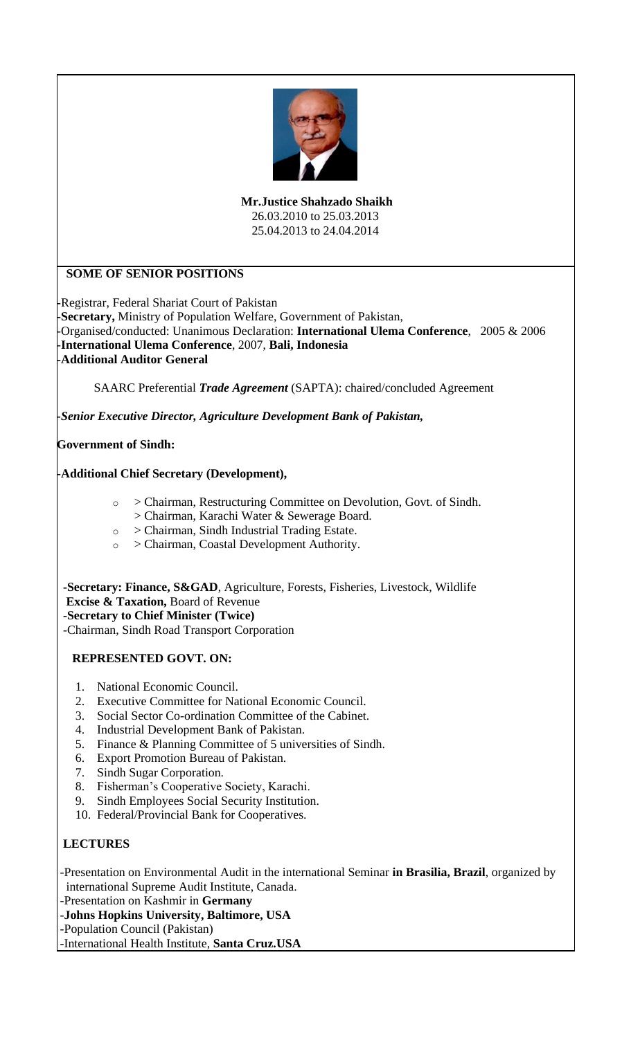**Mr.Justice Shahzado Shaikh**
26.03.2010 to 25.03.2013
25.04.2013 to 24.04.2014

## SOME OF SENIOR POSITIONS

-Registrar, Federal Shariat Court of Pakistan
-**Secretary,** Ministry of Population Welfare, Government of Pakistan,
-Organised/conducted: Unanimous Declaration: **International Ulema Conference**, 2005 & 2006
-**International Ulema Conference**, 2007, **Bali, Indonesia**
-**Additional Auditor General**

SAARC Preferential ***Trade Agreement*** (SAPTA): chaired/concluded Agreement

-*Senior Executive Director, Agriculture Development Bank of Pakistan,*

**Government of Sindh:**

-**Additional Chief Secretary (Development),**

- > Chairman, Restructuring Committee on Devolution, Govt. of Sindh.
  > Chairman, Karachi Water & Sewerage Board.
- > Chairman, Sindh Industrial Trading Estate.
- > Chairman, Coastal Development Authority.

-**Secretary: Finance, S&GAD**, Agriculture, Forests, Fisheries, Livestock, Wildlife
**Excise & Taxation,** Board of Revenue
-**Secretary to Chief Minister (Twice)**
-Chairman, Sindh Road Transport Corporation

## REPRESENTED GOVT. ON:

1. National Economic Council.
2. Executive Committee for National Economic Council.
3. Social Sector Co-ordination Committee of the Cabinet.
4. Industrial Development Bank of Pakistan.
5. Finance & Planning Committee of 5 universities of Sindh.
6. Export Promotion Bureau of Pakistan.
7. Sindh Sugar Corporation.
8. Fisherman's Cooperative Society, Karachi.
9. Sindh Employees Social Security Institution.
10. Federal/Provincial Bank for Cooperatives.

## LECTURES

-Presentation on Environmental Audit in the international Seminar **in Brasilia, Brazil**, organized by international Supreme Audit Institute, Canada.
-Presentation on Kashmir in **Germany**
-**Johns Hopkins University, Baltimore, USA**
-Population Council (Pakistan)
-International Health Institute, **Santa Cruz.USA**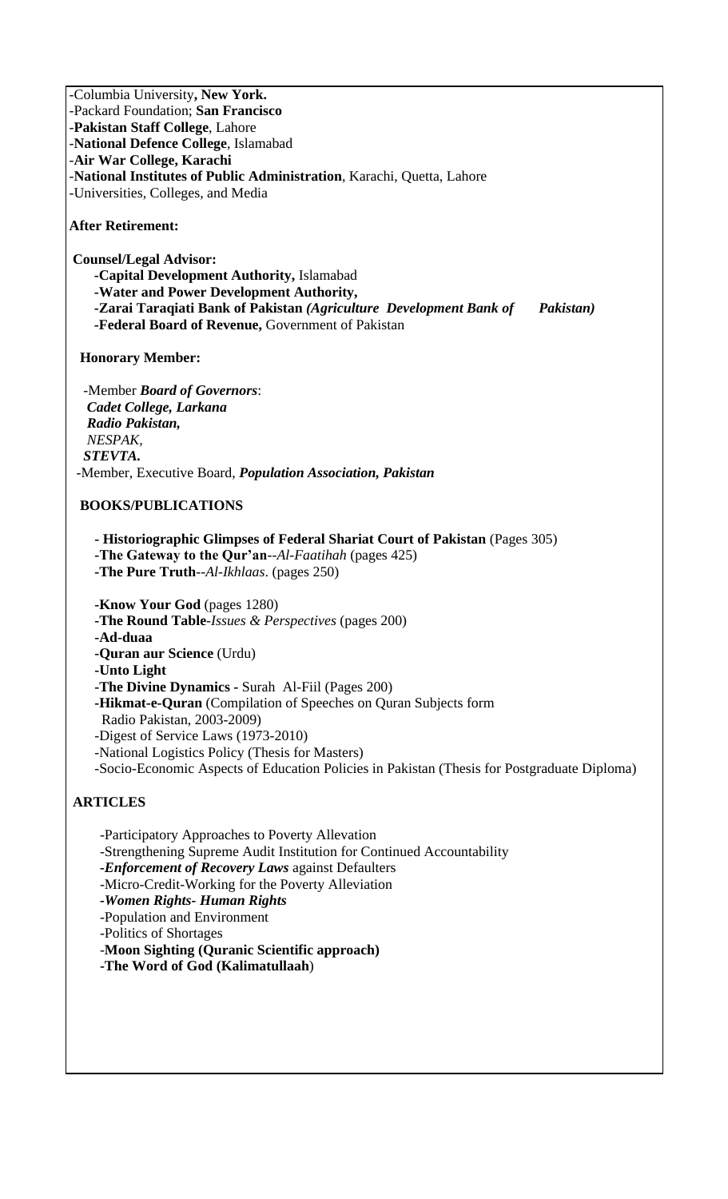-Columbia University**, New York.**
-Packard Foundation; **San Francisco**
-**Pakistan Staff College**, Lahore
-**National Defence College**, Islamabad
-**Air War College, Karachi**
-**National Institutes of Public Administration**, Karachi, Quetta, Lahore
-Universities, Colleges, and Media

**After Retirement:**

**Counsel/Legal Advisor:**

**-Capital Development Authority,** Islamabad
**-Water and Power Development Authority,**
**-Zarai Taraqiati Bank of Pakistan *(Agriculture Development Bank of Pakistan)***
**-Federal Board of Revenue,** Government of Pakistan

**Honorary Member:**

-Member ***Board of Governors***:
***Cadet College, Larkana***
***Radio Pakistan,***
*NESPAK,*
***STEVTA.***
-Member, Executive Board, ***Population Association, Pakistan***

**BOOKS/PUBLICATIONS**

**- Historiographic Glimpses of Federal Shariat Court of Pakistan** (Pages 305)
**-The Gateway to the Qur'an**--*Al-Faatihah* (pages 425)
**-The Pure Truth**--*Al-Ikhlaas*. (pages 250)

**-Know Your God** (pages 1280)
**-The Round Table**-*Issues & Perspectives* (pages 200)
**-Ad-duaa**
**-Quran aur Science** (Urdu)
**-Unto Light**
**-The Divine Dynamics -** Surah Al-Fiil (Pages 200)
**-Hikmat-e-Quran** (Compilation of Speeches on Quran Subjects form Radio Pakistan, 2003-2009)
-Digest of Service Laws (1973-2010)
-National Logistics Policy (Thesis for Masters)
-Socio-Economic Aspects of Education Policies in Pakistan (Thesis for Postgraduate Diploma)

**ARTICLES**

-Participatory Approaches to Poverty Allevation
-Strengthening Supreme Audit Institution for Continued Accountability
-***Enforcement of Recovery Laws*** against Defaulters
-Micro-Credit-Working for the Poverty Alleviation
***-Women Rights- Human Rights***
-Population and Environment
-Politics of Shortages
-**Moon Sighting (Quranic Scientific approach)**
**-The Word of God (Kalimatullaah**)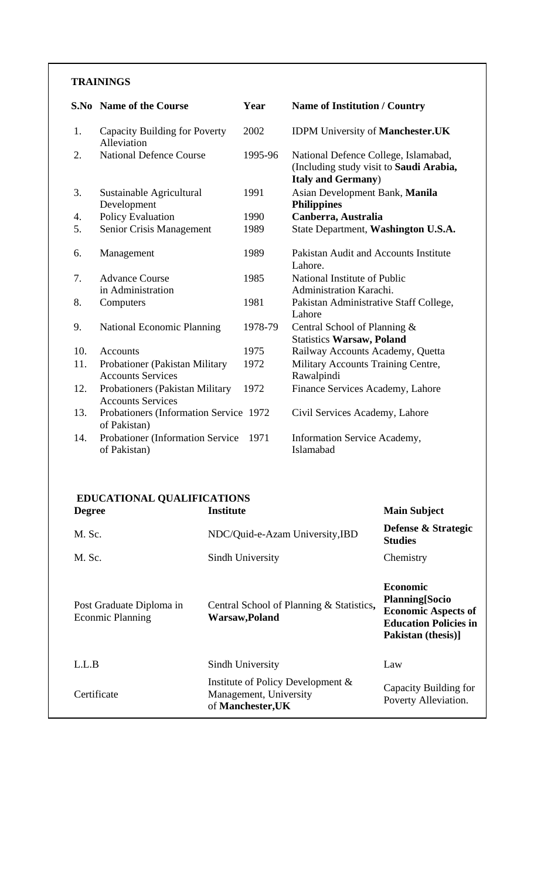## TRAININGS

| S.No | Name of the Course | Year | Name of Institution / Country |
|---|---|---|---|
| 1. | Capacity Building for Poverty Alleviation | 2002 | IDPM University of **Manchester.UK** |
| 2. | National Defence Course | 1995-96 | National Defence College, Islamabad, (Including study visit to **Saudi Arabia, Italy and Germany**) |
| 3. | Sustainable Agricultural Development | 1991 | Asian Development Bank, **Manila Philippines** |
| 4. | Policy Evaluation | 1990 | **Canberra, Australia** |
| 5. | Senior Crisis Management | 1989 | State Department, **Washington U.S.A.** |
| 6. | Management | 1989 | Pakistan Audit and Accounts Institute Lahore. |
| 7. | Advance Course in Administration | 1985 | National Institute of Public Administration Karachi. |
| 8. | Computers | 1981 | Pakistan Administrative Staff College, Lahore |
| 9. | National Economic Planning | 1978-79 | Central School of Planning & Statistics **Warsaw, Poland** |
| 10. | Accounts | 1975 | Railway Accounts Academy, Quetta |
| 11. | Probationer (Pakistan Military Accounts Services | 1972 | Military Accounts Training Centre, Rawalpindi |
| 12. | Probationers (Pakistan Military Accounts Services | 1972 | Finance Services Academy, Lahore |
| 13. | Probationers (Information Service of Pakistan) | 1972 | Civil Services Academy, Lahore |
| 14. | Probationer (Information Service of Pakistan) | 1971 | Information Service Academy, Islamabad |

## EDUCATIONAL QUALIFICATIONS

| Degree | Institute | Main Subject |
|---|---|---|
| M. Sc. | NDC/Quid-e-Azam University,IBD | **Defense & Strategic Studies** |
| M. Sc. | Sindh University | Chemistry |
| Post Graduate Diploma in Econmic Planning | Central School of Planning & Statistics, **Warsaw,Poland** | **Economic Planning[Socio Economic Aspects of Education Policies in Pakistan (thesis)]** |
| L.L.B | Sindh University | Law |
| Certificate | Institute of Policy Development & Management, University of **Manchester,UK** | Capacity Building for Poverty Alleviation. |